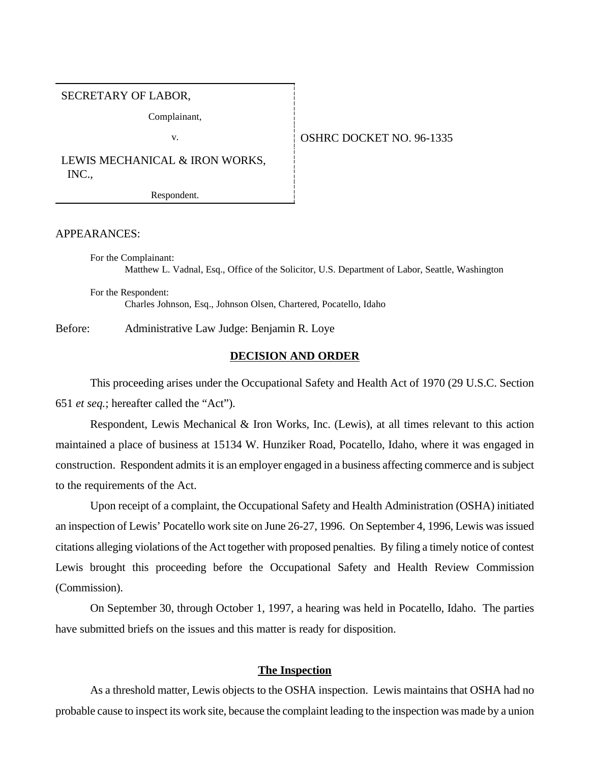SECRETARY OF LABOR,

Complainant,

v.

LEWIS MECHANICAL & IRON WORKS, INC.,

Respondent.

OSHRC DOCKET NO. 96-1335

APPEARANCES:

For the Complainant:
Matthew L. Vadnal, Esq., Office of the Solicitor, U.S. Department of Labor, Seattle, Washington

For the Respondent:
Charles Johnson, Esq., Johnson Olsen, Chartered, Pocatello, Idaho

Before: Administrative Law Judge: Benjamin R. Loye

## DECISION AND ORDER

This proceeding arises under the Occupational Safety and Health Act of 1970 (29 U.S.C. Section 651 *et seq.*; hereafter called the "Act").

Respondent, Lewis Mechanical & Iron Works, Inc. (Lewis), at all times relevant to this action maintained a place of business at 15134 W. Hunziker Road, Pocatello, Idaho, where it was engaged in construction. Respondent admits it is an employer engaged in a business affecting commerce and is subject to the requirements of the Act.

Upon receipt of a complaint, the Occupational Safety and Health Administration (OSHA) initiated an inspection of Lewis' Pocatello work site on June 26-27, 1996. On September 4, 1996, Lewis was issued citations alleging violations of the Act together with proposed penalties. By filing a timely notice of contest Lewis brought this proceeding before the Occupational Safety and Health Review Commission (Commission).

On September 30, through October 1, 1997, a hearing was held in Pocatello, Idaho. The parties have submitted briefs on the issues and this matter is ready for disposition.

### The Inspection

As a threshold matter, Lewis objects to the OSHA inspection. Lewis maintains that OSHA had no probable cause to inspect its work site, because the complaint leading to the inspection was made by a union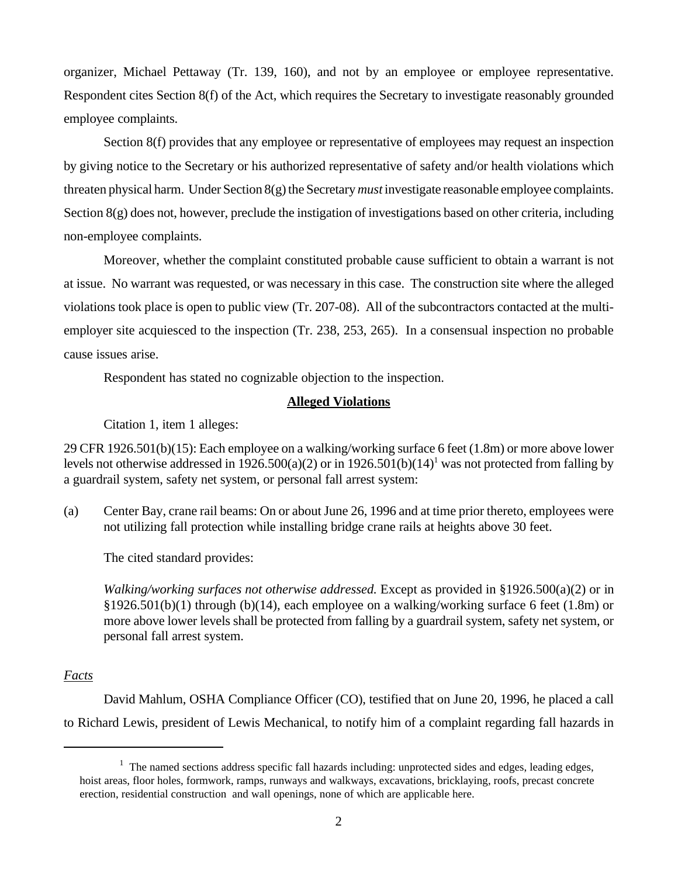organizer, Michael Pettaway (Tr. 139, 160), and not by an employee or employee representative. Respondent cites Section 8(f) of the Act, which requires the Secretary to investigate reasonably grounded employee complaints.

Section 8(f) provides that any employee or representative of employees may request an inspection by giving notice to the Secretary or his authorized representative of safety and/or health violations which threaten physical harm. Under Section 8(g) the Secretary *must* investigate reasonable employee complaints. Section 8(g) does not, however, preclude the instigation of investigations based on other criteria, including non-employee complaints.

Moreover, whether the complaint constituted probable cause sufficient to obtain a warrant is not at issue. No warrant was requested, or was necessary in this case. The construction site where the alleged violations took place is open to public view (Tr. 207-08). All of the subcontractors contacted at the multi-employer site acquiesced to the inspection (Tr. 238, 253, 265). In a consensual inspection no probable cause issues arise.

Respondent has stated no cognizable objection to the inspection.

## **Alleged Violations**

Citation 1, item 1 alleges:

29 CFR 1926.501(b)(15): Each employee on a walking/working surface 6 feet (1.8m) or more above lower levels not otherwise addressed in 1926.500(a)(2) or in 1926.501(b)(14)[1] was not protected from falling by a guardrail system, safety net system, or personal fall arrest system:

(a) Center Bay, crane rail beams: On or about June 26, 1996 and at time prior thereto, employees were not utilizing fall protection while installing bridge crane rails at heights above 30 feet.

The cited standard provides:

> *Walking/working surfaces not otherwise addressed.* Except as provided in §1926.500(a)(2) or in §1926.501(b)(1) through (b)(14), each employee on a walking/working surface 6 feet (1.8m) or more above lower levels shall be protected from falling by a guardrail system, safety net system, or personal fall arrest system.

*Facts*

David Mahlum, OSHA Compliance Officer (CO), testified that on June 20, 1996, he placed a call to Richard Lewis, president of Lewis Mechanical, to notify him of a complaint regarding fall hazards in

---

[1] The named sections address specific fall hazards including: unprotected sides and edges, leading edges, hoist areas, floor holes, formwork, ramps, runways and walkways, excavations, bricklaying, roofs, precast concrete erection, residential construction and wall openings, none of which are applicable here.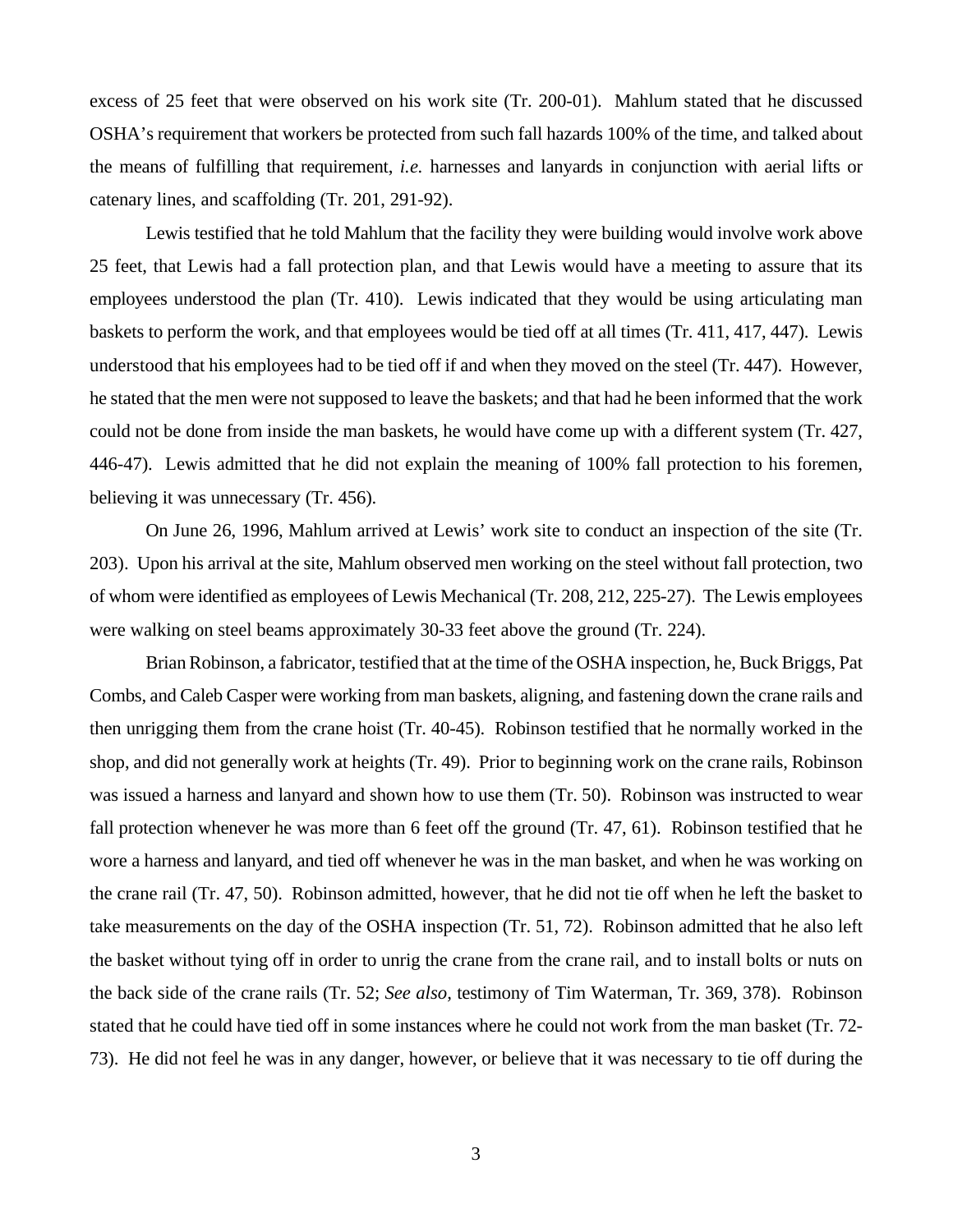excess of 25 feet that were observed on his work site (Tr. 200-01). Mahlum stated that he discussed OSHA's requirement that workers be protected from such fall hazards 100% of the time, and talked about the means of fulfilling that requirement, *i.e.* harnesses and lanyards in conjunction with aerial lifts or catenary lines, and scaffolding (Tr. 201, 291-92).

Lewis testified that he told Mahlum that the facility they were building would involve work above 25 feet, that Lewis had a fall protection plan, and that Lewis would have a meeting to assure that its employees understood the plan (Tr. 410). Lewis indicated that they would be using articulating man baskets to perform the work, and that employees would be tied off at all times (Tr. 411, 417, 447). Lewis understood that his employees had to be tied off if and when they moved on the steel (Tr. 447). However, he stated that the men were not supposed to leave the baskets; and that had he been informed that the work could not be done from inside the man baskets, he would have come up with a different system (Tr. 427, 446-47). Lewis admitted that he did not explain the meaning of 100% fall protection to his foremen, believing it was unnecessary (Tr. 456).

On June 26, 1996, Mahlum arrived at Lewis' work site to conduct an inspection of the site (Tr. 203). Upon his arrival at the site, Mahlum observed men working on the steel without fall protection, two of whom were identified as employees of Lewis Mechanical (Tr. 208, 212, 225-27). The Lewis employees were walking on steel beams approximately 30-33 feet above the ground (Tr. 224).

Brian Robinson, a fabricator, testified that at the time of the OSHA inspection, he, Buck Briggs, Pat Combs, and Caleb Casper were working from man baskets, aligning, and fastening down the crane rails and then unrigging them from the crane hoist (Tr. 40-45). Robinson testified that he normally worked in the shop, and did not generally work at heights (Tr. 49). Prior to beginning work on the crane rails, Robinson was issued a harness and lanyard and shown how to use them (Tr. 50). Robinson was instructed to wear fall protection whenever he was more than 6 feet off the ground (Tr. 47, 61). Robinson testified that he wore a harness and lanyard, and tied off whenever he was in the man basket, and when he was working on the crane rail (Tr. 47, 50). Robinson admitted, however, that he did not tie off when he left the basket to take measurements on the day of the OSHA inspection (Tr. 51, 72). Robinson admitted that he also left the basket without tying off in order to unrig the crane from the crane rail, and to install bolts or nuts on the back side of the crane rails (Tr. 52; *See also,* testimony of Tim Waterman, Tr. 369, 378). Robinson stated that he could have tied off in some instances where he could not work from the man basket (Tr. 72-73). He did not feel he was in any danger, however, or believe that it was necessary to tie off during the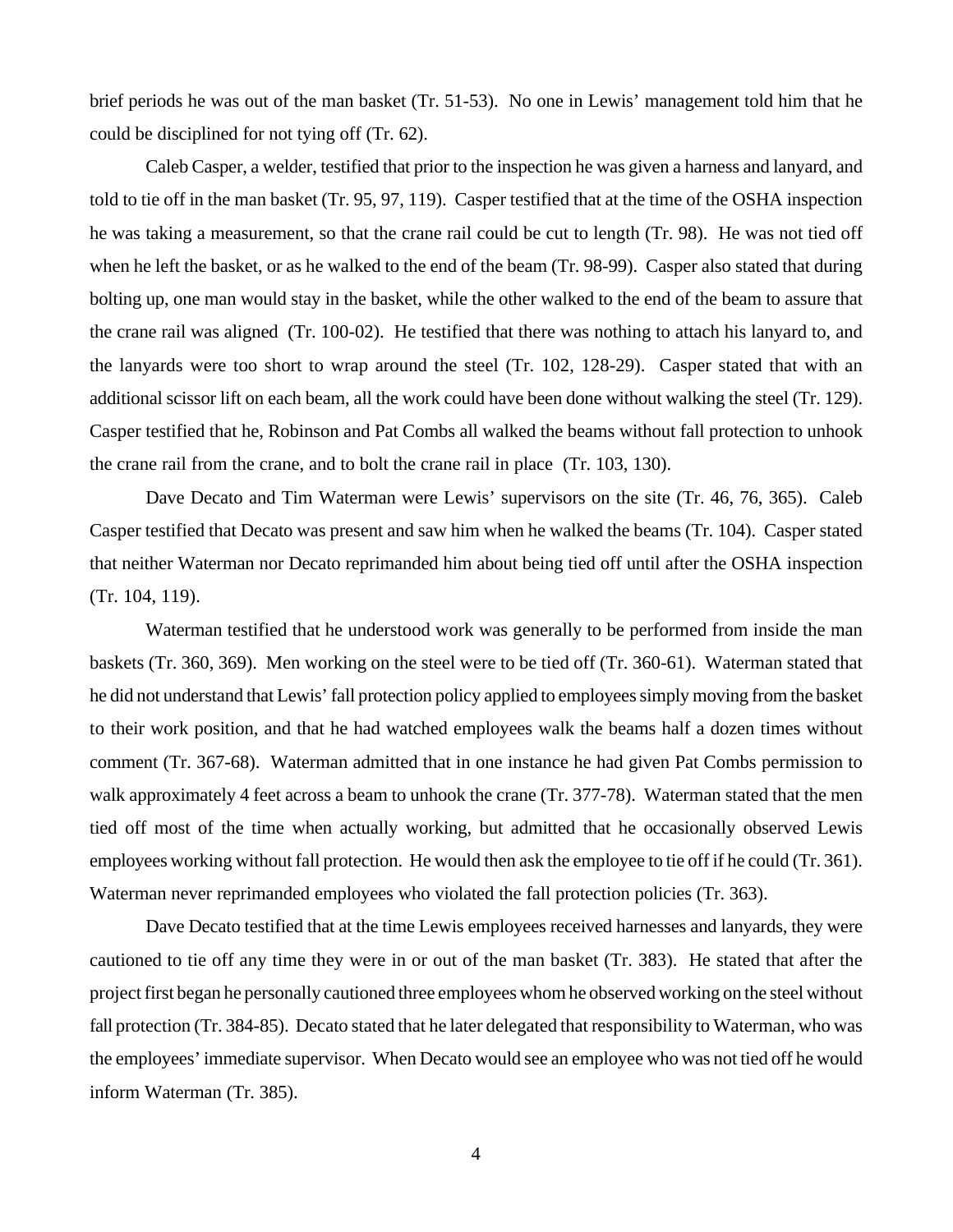brief periods he was out of the man basket (Tr. 51-53). No one in Lewis' management told him that he could be disciplined for not tying off (Tr. 62).

Caleb Casper, a welder, testified that prior to the inspection he was given a harness and lanyard, and told to tie off in the man basket (Tr. 95, 97, 119). Casper testified that at the time of the OSHA inspection he was taking a measurement, so that the crane rail could be cut to length (Tr. 98). He was not tied off when he left the basket, or as he walked to the end of the beam (Tr. 98-99). Casper also stated that during bolting up, one man would stay in the basket, while the other walked to the end of the beam to assure that the crane rail was aligned (Tr. 100-02). He testified that there was nothing to attach his lanyard to, and the lanyards were too short to wrap around the steel (Tr. 102, 128-29). Casper stated that with an additional scissor lift on each beam, all the work could have been done without walking the steel (Tr. 129). Casper testified that he, Robinson and Pat Combs all walked the beams without fall protection to unhook the crane rail from the crane, and to bolt the crane rail in place (Tr. 103, 130).

Dave Decato and Tim Waterman were Lewis' supervisors on the site (Tr. 46, 76, 365). Caleb Casper testified that Decato was present and saw him when he walked the beams (Tr. 104). Casper stated that neither Waterman nor Decato reprimanded him about being tied off until after the OSHA inspection (Tr. 104, 119).

Waterman testified that he understood work was generally to be performed from inside the man baskets (Tr. 360, 369). Men working on the steel were to be tied off (Tr. 360-61). Waterman stated that he did not understand that Lewis' fall protection policy applied to employees simply moving from the basket to their work position, and that he had watched employees walk the beams half a dozen times without comment (Tr. 367-68). Waterman admitted that in one instance he had given Pat Combs permission to walk approximately 4 feet across a beam to unhook the crane (Tr. 377-78). Waterman stated that the men tied off most of the time when actually working, but admitted that he occasionally observed Lewis employees working without fall protection. He would then ask the employee to tie off if he could (Tr. 361). Waterman never reprimanded employees who violated the fall protection policies (Tr. 363).

Dave Decato testified that at the time Lewis employees received harnesses and lanyards, they were cautioned to tie off any time they were in or out of the man basket (Tr. 383). He stated that after the project first began he personally cautioned three employees whom he observed working on the steel without fall protection (Tr. 384-85). Decato stated that he later delegated that responsibility to Waterman, who was the employees' immediate supervisor. When Decato would see an employee who was not tied off he would inform Waterman (Tr. 385).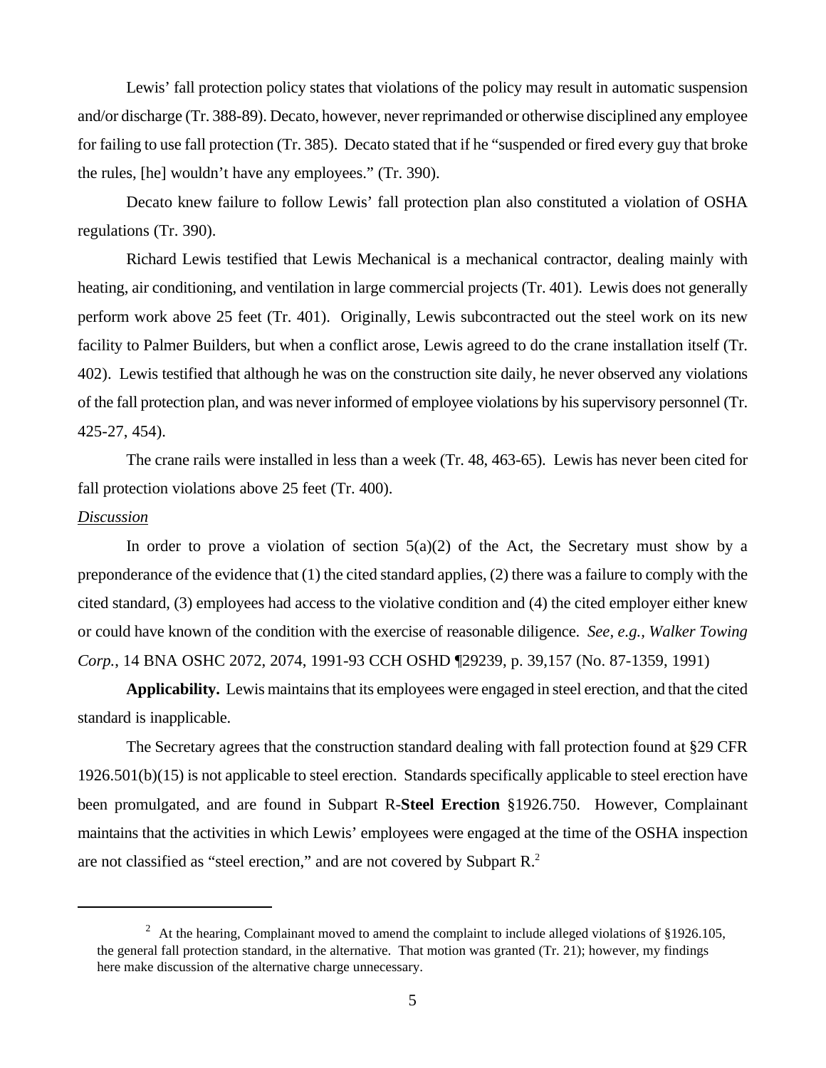Lewis' fall protection policy states that violations of the policy may result in automatic suspension and/or discharge (Tr. 388-89). Decato, however, never reprimanded or otherwise disciplined any employee for failing to use fall protection (Tr. 385). Decato stated that if he "suspended or fired every guy that broke the rules, [he] wouldn't have any employees." (Tr. 390).

Decato knew failure to follow Lewis' fall protection plan also constituted a violation of OSHA regulations (Tr. 390).

Richard Lewis testified that Lewis Mechanical is a mechanical contractor, dealing mainly with heating, air conditioning, and ventilation in large commercial projects (Tr. 401). Lewis does not generally perform work above 25 feet (Tr. 401). Originally, Lewis subcontracted out the steel work on its new facility to Palmer Builders, but when a conflict arose, Lewis agreed to do the crane installation itself (Tr. 402). Lewis testified that although he was on the construction site daily, he never observed any violations of the fall protection plan, and was never informed of employee violations by his supervisory personnel (Tr. 425-27, 454).

The crane rails were installed in less than a week (Tr. 48, 463-65). Lewis has never been cited for fall protection violations above 25 feet (Tr. 400).

*Discussion*

In order to prove a violation of section 5(a)(2) of the Act, the Secretary must show by a preponderance of the evidence that (1) the cited standard applies, (2) there was a failure to comply with the cited standard, (3) employees had access to the violative condition and (4) the cited employer either knew or could have known of the condition with the exercise of reasonable diligence. *See, e.g., Walker Towing Corp.*, 14 BNA OSHC 2072, 2074, 1991-93 CCH OSHD ¶29239, p. 39,157 (No. 87-1359, 1991)

**Applicability.** Lewis maintains that its employees were engaged in steel erection, and that the cited standard is inapplicable.

The Secretary agrees that the construction standard dealing with fall protection found at §29 CFR 1926.501(b)(15) is not applicable to steel erection. Standards specifically applicable to steel erection have been promulgated, and are found in Subpart R-**Steel Erection** §1926.750. However, Complainant maintains that the activities in which Lewis' employees were engaged at the time of the OSHA inspection are not classified as "steel erection," and are not covered by Subpart R.[2]

---

[2] At the hearing, Complainant moved to amend the complaint to include alleged violations of §1926.105, the general fall protection standard, in the alternative. That motion was granted (Tr. 21); however, my findings here make discussion of the alternative charge unnecessary.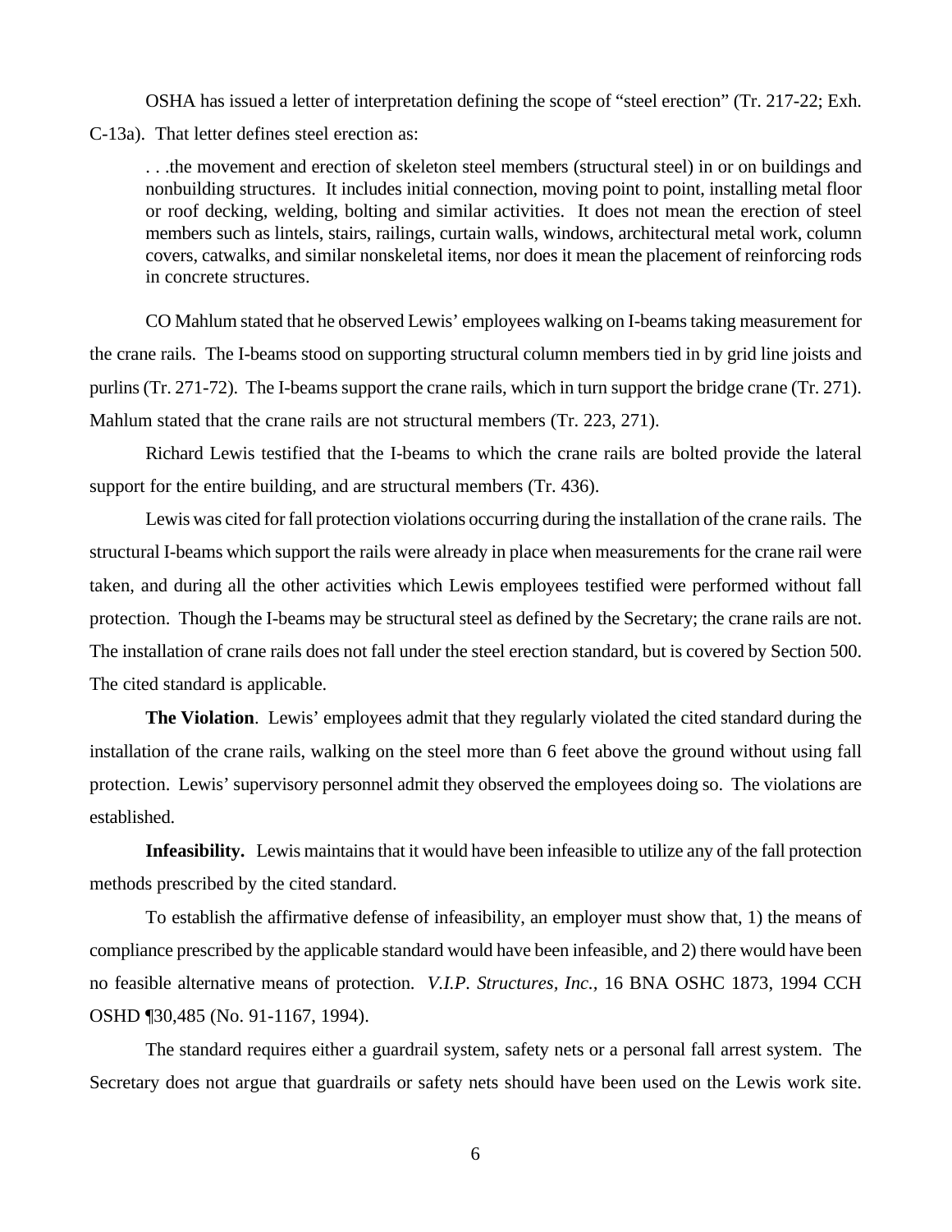OSHA has issued a letter of interpretation defining the scope of "steel erection" (Tr. 217-22; Exh. C-13a). That letter defines steel erection as:

> . . .the movement and erection of skeleton steel members (structural steel) in or on buildings and nonbuilding structures. It includes initial connection, moving point to point, installing metal floor or roof decking, welding, bolting and similar activities. It does not mean the erection of steel members such as lintels, stairs, railings, curtain walls, windows, architectural metal work, column covers, catwalks, and similar nonskeletal items, nor does it mean the placement of reinforcing rods in concrete structures.

CO Mahlum stated that he observed Lewis' employees walking on I-beams taking measurement for the crane rails. The I-beams stood on supporting structural column members tied in by grid line joists and purlins (Tr. 271-72). The I-beams support the crane rails, which in turn support the bridge crane (Tr. 271). Mahlum stated that the crane rails are not structural members (Tr. 223, 271).

Richard Lewis testified that the I-beams to which the crane rails are bolted provide the lateral support for the entire building, and are structural members (Tr. 436).

Lewis was cited for fall protection violations occurring during the installation of the crane rails. The structural I-beams which support the rails were already in place when measurements for the crane rail were taken, and during all the other activities which Lewis employees testified were performed without fall protection. Though the I-beams may be structural steel as defined by the Secretary; the crane rails are not. The installation of crane rails does not fall under the steel erection standard, but is covered by Section 500. The cited standard is applicable.

**The Violation**. Lewis' employees admit that they regularly violated the cited standard during the installation of the crane rails, walking on the steel more than 6 feet above the ground without using fall protection. Lewis' supervisory personnel admit they observed the employees doing so. The violations are established.

**Infeasibility.** Lewis maintains that it would have been infeasible to utilize any of the fall protection methods prescribed by the cited standard.

To establish the affirmative defense of infeasibility, an employer must show that, 1) the means of compliance prescribed by the applicable standard would have been infeasible, and 2) there would have been no feasible alternative means of protection. *V.I.P. Structures, Inc.*, 16 BNA OSHC 1873, 1994 CCH OSHD ¶30,485 (No. 91-1167, 1994).

The standard requires either a guardrail system, safety nets or a personal fall arrest system. The Secretary does not argue that guardrails or safety nets should have been used on the Lewis work site.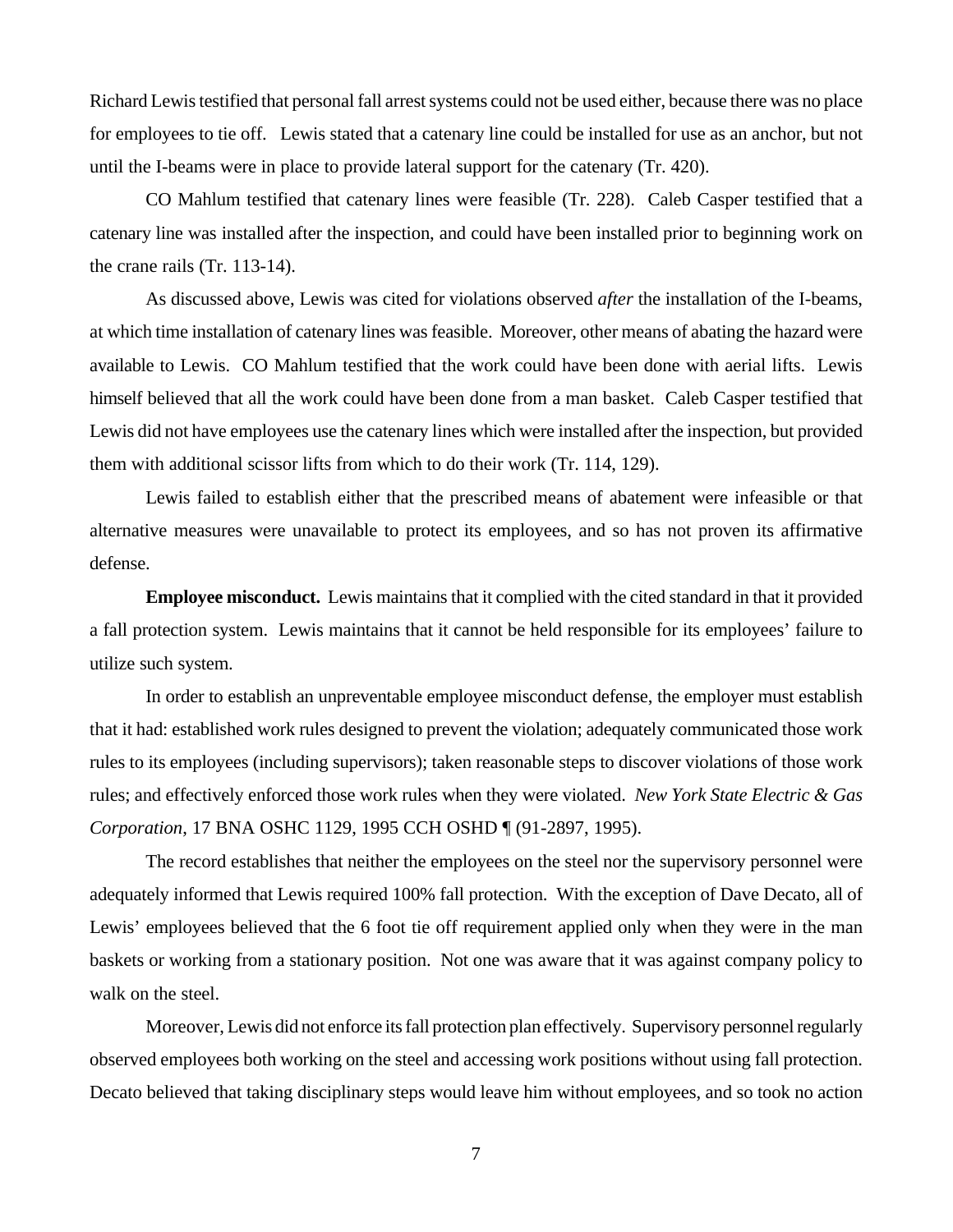Richard Lewis testified that personal fall arrest systems could not be used either, because there was no place for employees to tie off. Lewis stated that a catenary line could be installed for use as an anchor, but not until the I-beams were in place to provide lateral support for the catenary (Tr. 420).

CO Mahlum testified that catenary lines were feasible (Tr. 228). Caleb Casper testified that a catenary line was installed after the inspection, and could have been installed prior to beginning work on the crane rails (Tr. 113-14).

As discussed above, Lewis was cited for violations observed *after* the installation of the I-beams, at which time installation of catenary lines was feasible. Moreover, other means of abating the hazard were available to Lewis. CO Mahlum testified that the work could have been done with aerial lifts. Lewis himself believed that all the work could have been done from a man basket. Caleb Casper testified that Lewis did not have employees use the catenary lines which were installed after the inspection, but provided them with additional scissor lifts from which to do their work (Tr. 114, 129).

Lewis failed to establish either that the prescribed means of abatement were infeasible or that alternative measures were unavailable to protect its employees, and so has not proven its affirmative defense.

**Employee misconduct.** Lewis maintains that it complied with the cited standard in that it provided a fall protection system. Lewis maintains that it cannot be held responsible for its employees' failure to utilize such system.

In order to establish an unpreventable employee misconduct defense, the employer must establish that it had: established work rules designed to prevent the violation; adequately communicated those work rules to its employees (including supervisors); taken reasonable steps to discover violations of those work rules; and effectively enforced those work rules when they were violated. *New York State Electric & Gas Corporation*, 17 BNA OSHC 1129, 1995 CCH OSHD ¶ (91-2897, 1995).

The record establishes that neither the employees on the steel nor the supervisory personnel were adequately informed that Lewis required 100% fall protection. With the exception of Dave Decato, all of Lewis' employees believed that the 6 foot tie off requirement applied only when they were in the man baskets or working from a stationary position. Not one was aware that it was against company policy to walk on the steel.

Moreover, Lewis did not enforce its fall protection plan effectively. Supervisory personnel regularly observed employees both working on the steel and accessing work positions without using fall protection. Decato believed that taking disciplinary steps would leave him without employees, and so took no action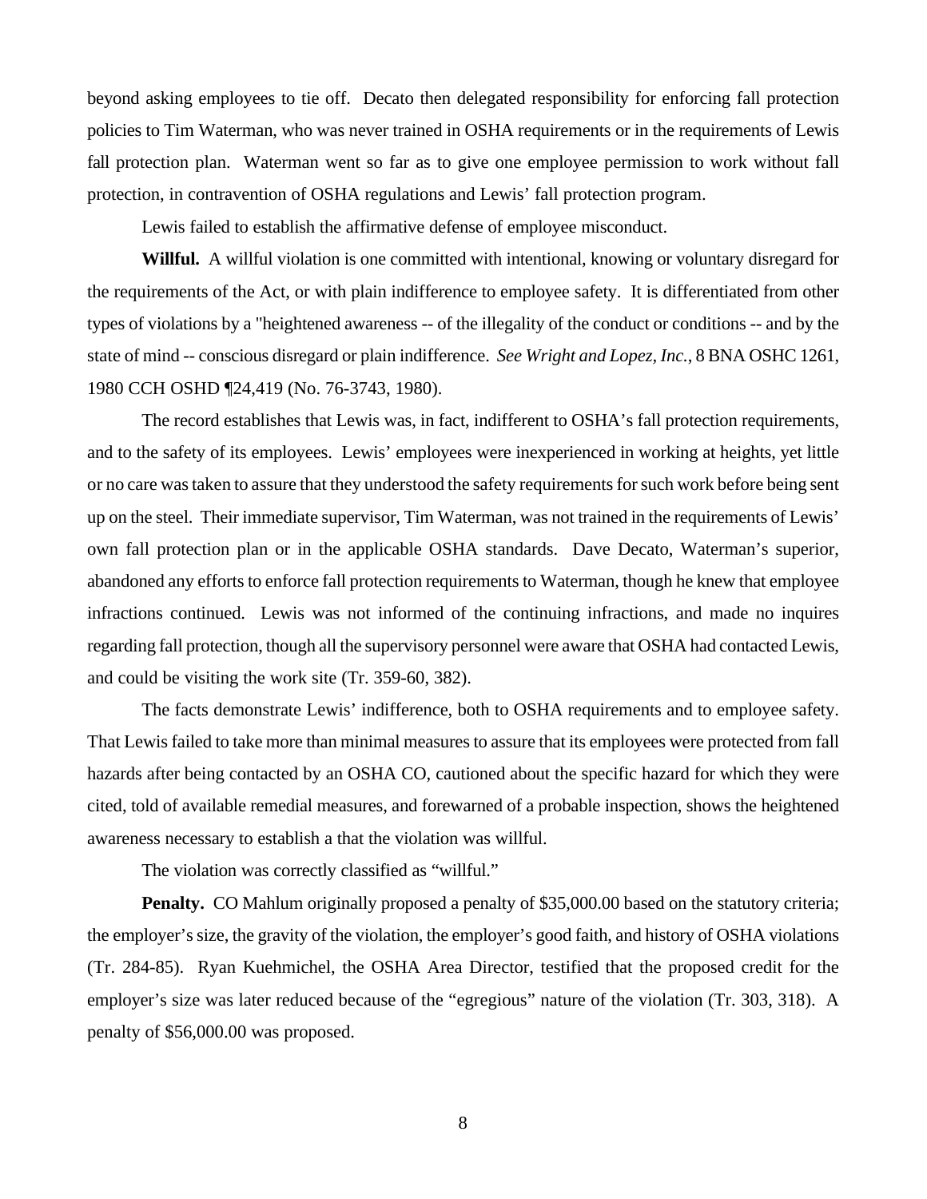beyond asking employees to tie off. Decato then delegated responsibility for enforcing fall protection policies to Tim Waterman, who was never trained in OSHA requirements or in the requirements of Lewis fall protection plan. Waterman went so far as to give one employee permission to work without fall protection, in contravention of OSHA regulations and Lewis' fall protection program.

Lewis failed to establish the affirmative defense of employee misconduct.

**Willful.** A willful violation is one committed with intentional, knowing or voluntary disregard for the requirements of the Act, or with plain indifference to employee safety. It is differentiated from other types of violations by a "heightened awareness -- of the illegality of the conduct or conditions -- and by the state of mind -- conscious disregard or plain indifference. *See Wright and Lopez, Inc.*, 8 BNA OSHC 1261, 1980 CCH OSHD ¶24,419 (No. 76-3743, 1980).

The record establishes that Lewis was, in fact, indifferent to OSHA's fall protection requirements, and to the safety of its employees. Lewis' employees were inexperienced in working at heights, yet little or no care was taken to assure that they understood the safety requirements for such work before being sent up on the steel. Their immediate supervisor, Tim Waterman, was not trained in the requirements of Lewis' own fall protection plan or in the applicable OSHA standards. Dave Decato, Waterman's superior, abandoned any efforts to enforce fall protection requirements to Waterman, though he knew that employee infractions continued. Lewis was not informed of the continuing infractions, and made no inquires regarding fall protection, though all the supervisory personnel were aware that OSHA had contacted Lewis, and could be visiting the work site (Tr. 359-60, 382).

The facts demonstrate Lewis' indifference, both to OSHA requirements and to employee safety. That Lewis failed to take more than minimal measures to assure that its employees were protected from fall hazards after being contacted by an OSHA CO, cautioned about the specific hazard for which they were cited, told of available remedial measures, and forewarned of a probable inspection, shows the heightened awareness necessary to establish a that the violation was willful.

The violation was correctly classified as "willful."

**Penalty.** CO Mahlum originally proposed a penalty of $35,000.00 based on the statutory criteria; the employer's size, the gravity of the violation, the employer's good faith, and history of OSHA violations (Tr. 284-85). Ryan Kuehmichel, the OSHA Area Director, testified that the proposed credit for the employer's size was later reduced because of the "egregious" nature of the violation (Tr. 303, 318). A penalty of $56,000.00 was proposed.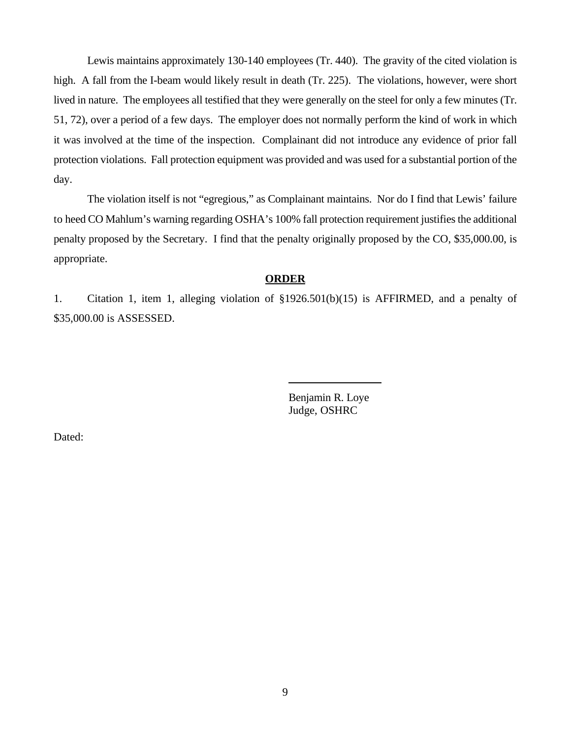Lewis maintains approximately 130-140 employees (Tr. 440). The gravity of the cited violation is high. A fall from the I-beam would likely result in death (Tr. 225). The violations, however, were short lived in nature. The employees all testified that they were generally on the steel for only a few minutes (Tr. 51, 72), over a period of a few days. The employer does not normally perform the kind of work in which it was involved at the time of the inspection. Complainant did not introduce any evidence of prior fall protection violations. Fall protection equipment was provided and was used for a substantial portion of the day.

The violation itself is not "egregious," as Complainant maintains. Nor do I find that Lewis' failure to heed CO Mahlum's warning regarding OSHA's 100% fall protection requirement justifies the additional penalty proposed by the Secretary. I find that the penalty originally proposed by the CO, $35,000.00, is appropriate.

## ORDER

1. Citation 1, item 1, alleging violation of §1926.501(b)(15) is AFFIRMED, and a penalty of $35,000.00 is ASSESSED.

Benjamin R. Loye
Judge, OSHRC

Dated: